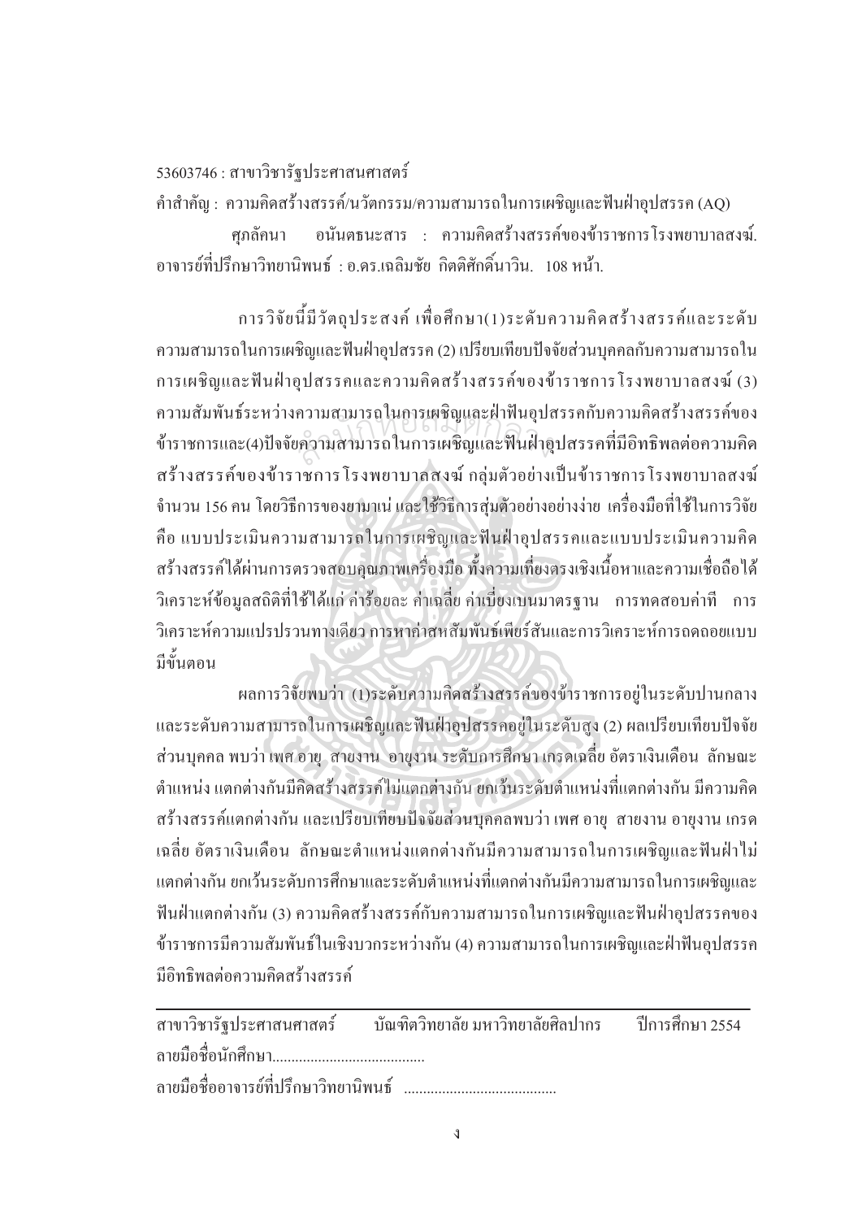53603746 : สาขาวิชารัฐประศาสนศาสตร์

คำสำคัญ : ความคิดสร้างสรรค์/นวัตกรรม/ความสามารถในการเผชิญและฟันฝ่าอุปสรรค (AQ)

ศุภลัคนา อนันตธนะสาร : ความคิดสร้างสรรค์ของข้าราชการโรงพยาบาลสงฆ์. อาจารย์ที่ปรึกษาวิทยานิพนธ์ : อ.ดร.เฉลิมชัย กิตติศักดิ์นาวิน. 108 หน้า.

การวิจัยนี้มีวัตถุประสงค์ เพื่อศึกษา(1)ระดับความคิดสร้างสรรค์และระดับความสามารถในการเผชิญและฟันฝ่าอุปสรรค (2) เปรียบเทียบปัจจัยส่วนบุคคลกับความสามารถในการเผชิญและฟันฝ่าอุปสรรคและความคิดสร้างสรรค์ของข้าราชการ โรงพยาบาลสงฆ์ (3) ความสัมพันธ์ระหว่างความสามารถในการเผชิญและฝ่าฟันอุปสรรคกับความคิดสร้างสรรค์ของข้าราชการและ(4)ปัจจัยความสามารถในการเผชิญและฟันฝ่าอุปสรรคที่มีอิทธิพลต่อความคิดสร้างสรรค์ของข้าราชการ โรงพยาบาลสงฆ์ กลุ่มตัวอย่างเป็นข้าราชการ โรงพยาบาลสงฆ์ จำนวน 156 คน โดยวิธีการของยามาเน่ และใช้วิธีการสุ่มตัวอย่างอย่างง่าย เครื่องมือที่ใช้ในการวิจัย คือ แบบประเมินความสามารถในการเผชิญและฟันฝ่าอุปสรรคและแบบประเมินความคิดสร้างสรรค์ได้ผ่านการตรวจสอบคุณภาพเครื่องมือ ทั้งความเที่ยงตรงเชิงเนื้อหาและความเชื่อถือได้ วิเคราะห์ข้อมูลสถิติที่ใช้ได้แก่ ค่าร้อยละ ค่าเฉลี่ย ค่าเบี่ยงเบนมาตรฐาน การทดสอบค่าที การวิเคราะห์ความแปรปรวนทางเดียว การหาค่าสหสัมพันธ์เพียร์สันและการวิเคราะห์การถดถอยแบบมีขั้นตอน

ผลการวิจัยพบว่า (1)ระดับความคิดสร้างสรรค์ของข้าราชการอยู่ในระดับปานกลาง และระดับความสามารถในการเผชิญและฟันฝ่าอุปสรรคอยู่ในระดับสูง (2) ผลเปรียบเทียบปัจจัยส่วนบุคคล พบว่า เพศ อายุ สายงาน อายุงาน ระดับการศึกษา เกรดเฉลี่ย อัตราเงินเดือน ลักษณะตำแหน่ง แตกต่างกันมีคิดสร้างสรรค์ไม่แตกต่างกัน ยกเว้นระดับตำแหน่งที่แตกต่างกัน มีความคิดสร้างสรรค์แตกต่างกัน และเปรียบเทียบปัจจัยส่วนบุคคลพบว่า เพศ อายุ สายงาน อายุงาน เกรดเฉลี่ย อัตราเงินเดือน ลักษณะตำแหน่งแตกต่างกันมีความสามารถในการเผชิญและฟันฝ่าไม่แตกต่างกัน ยกเว้นระดับการศึกษาและระดับตำแหน่งที่แตกต่างกันมีความสามารถในการเผชิญและฟันฝ่าแตกต่างกัน (3) ความคิดสร้างสรรค์กับความสามารถในการเผชิญและฟันฝ่าอุปสรรคของข้าราชการมีความสัมพันธ์ในเชิงบวกระหว่างกัน (4) ความสามารถในการเผชิญและฝ่าฟันอุปสรรคมีอิทธิพลต่อความคิดสร้างสรรค์

---

สาขาวิชารัฐประศาสนศาสตร์ บัณฑิตวิทยาลัย มหาวิทยาลัยศิลปากร ปีการศึกษา 2554

ลายมือชื่อนักศึกษา........................................

ลายมือชื่ออาจารย์ที่ปรึกษาวิทยานิพนธ์ ........................................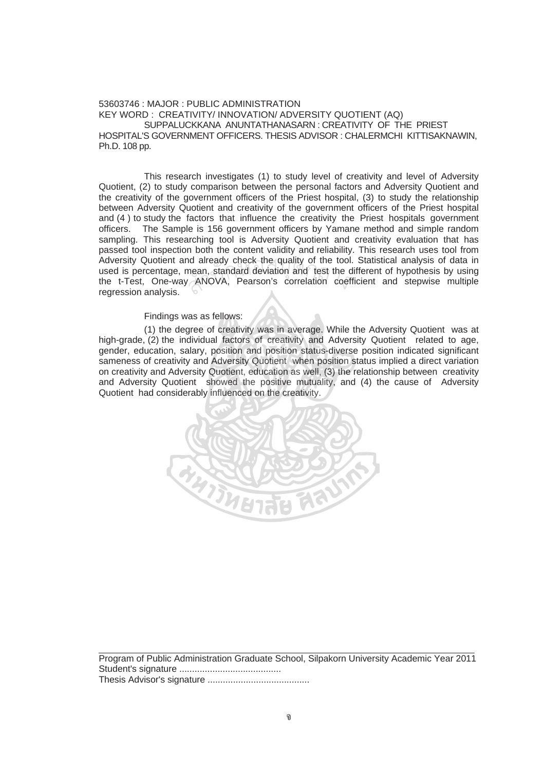53603746 : MAJOR : PUBLIC ADMINISTRATION

KEY WORD : CREATIVITY/ INNOVATION/ ADVERSITY QUOTIENT (AQ)

SUPPALUCKKANA ANUNTATHANASARN : CREATIVITY OF THE PRIEST HOSPITAL'S GOVERNMENT OFFICERS. THESIS ADVISOR : CHALERMCHI KITTISAKNAWIN, Ph.D. 108 pp.

This research investigates (1) to study level of creativity and level of Adversity Quotient, (2) to study comparison between the personal factors and Adversity Quotient and the creativity of the government officers of the Priest hospital, (3) to study the relationship between Adversity Quotient and creativity of the government officers of the Priest hospital and (4 ) to study the factors that influence the creativity the Priest hospitals government officers. The Sample is 156 government officers by Yamane method and simple random sampling. This researching tool is Adversity Quotient and creativity evaluation that has passed tool inspection both the content validity and reliability. This research uses tool from Adversity Quotient and already check the quality of the tool. Statistical analysis of data in used is percentage, mean, standard deviation and test the different of hypothesis by using the t-Test, One-way ANOVA, Pearson's correlation coefficient and stepwise multiple regression analysis.

Findings was as fellows:

(1) the degree of creativity was in average. While the Adversity Quotient was at high-grade, (2) the individual factors of creativity and Adversity Quotient related to age, gender, education, salary, position and position status-diverse position indicated significant sameness of creativity and Adversity Quotient when position status implied a direct variation on creativity and Adversity Quotient, education as well, (3) the relationship between creativity and Adversity Quotient showed the positive mutuality, and (4) the cause of Adversity Quotient had considerably influenced on the creativity.

---

Program of Public Administration Graduate School, Silpakorn University Academic Year 2011

Student's signature ........................................

Thesis Advisor's signature ........................................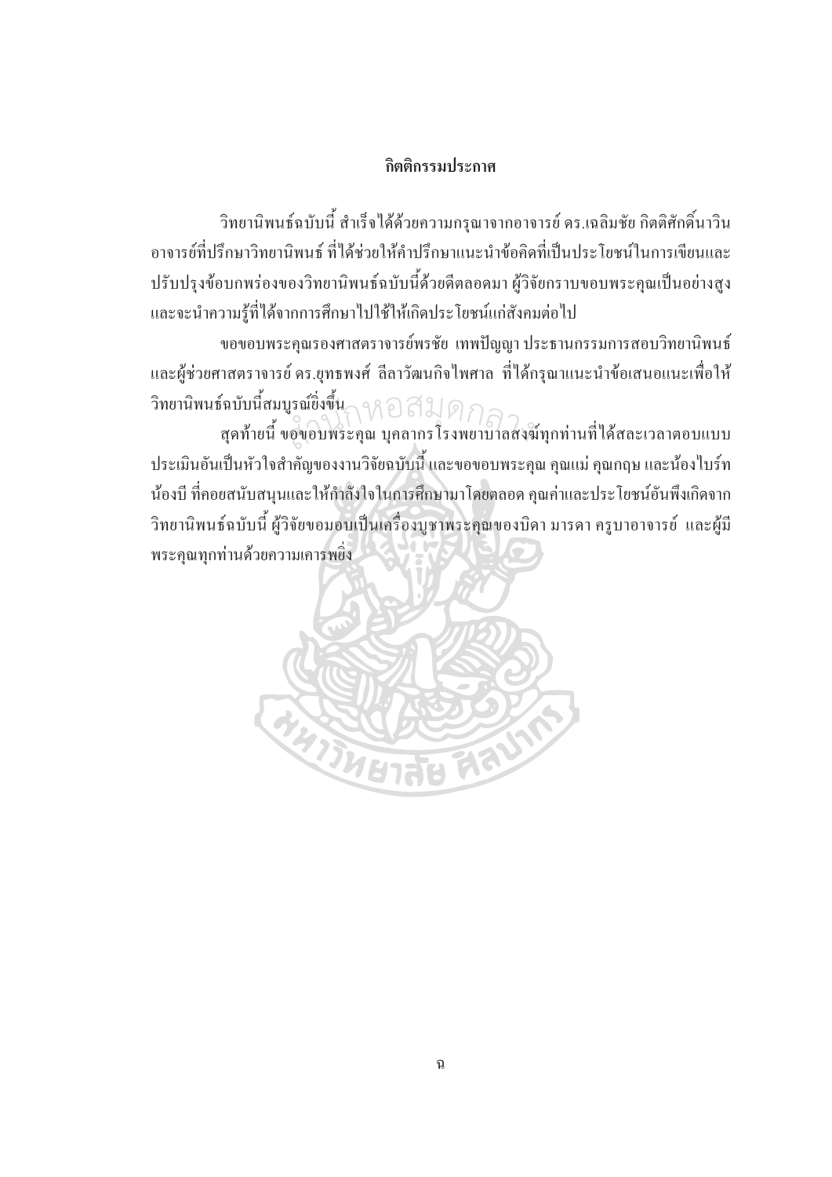## กิตติกรรมประกาศ

วิทยานิพนธ์ฉบับนี้ สำเร็จได้ด้วยความกรุณาจากอาจารย์ ดร.เฉลิมชัย กิตติศักดิ์นาวิน อาจารย์ที่ปรึกษาวิทยานิพนธ์ ที่ได้ช่วยให้คำปรึกษาแนะนำข้อคิดที่เป็นประโยชน์ในการเขียนและปรับปรุงข้อบกพร่องของวิทยานิพนธ์ฉบับนี้ด้วยดีตลอดมา ผู้วิจัยกราบขอบพระคุณเป็นอย่างสูง และจะนำความรู้ที่ได้จากการศึกษาไปใช้ให้เกิดประโยชน์แก่สังคมต่อไป

ขอขอบพระคุณรองศาสตราจารย์พรชัย เทพปัญญา ประธานกรรมการสอบวิทยานิพนธ์ และผู้ช่วยศาสตราจารย์ ดร.ยุทธพงศ์ ลีลาวัฒนกิจไพศาล ที่ได้กรุณาแนะนำข้อเสนอแนะเพื่อให้วิทยานิพนธ์ฉบับนี้สมบูรณ์ยิ่งขึ้น

สุดท้ายนี้ ขอขอบพระคุณ บุคลากรโรงพยาบาลสงฆ์ทุกท่านที่ได้สละเวลาตอบแบบประเมินอันเป็นหัวใจสำคัญของงานวิจัยฉบับนี้ และขอขอบพระคุณ คุณแม่ คุณกฤษ และน้องไบร์ท น้องบี ที่คอยสนับสนุนและให้กำลังใจในการศึกษามาโดยตลอด คุณค่าและประโยชน์อันพึงเกิดจากวิทยานิพนธ์ฉบับนี้ ผู้วิจัยขอมอบเป็นเครื่องบูชาพระคุณของบิดา มารดา ครูบาอาจารย์ และผู้มีพระคุณทุกท่านด้วยความเคารพยิ่ง